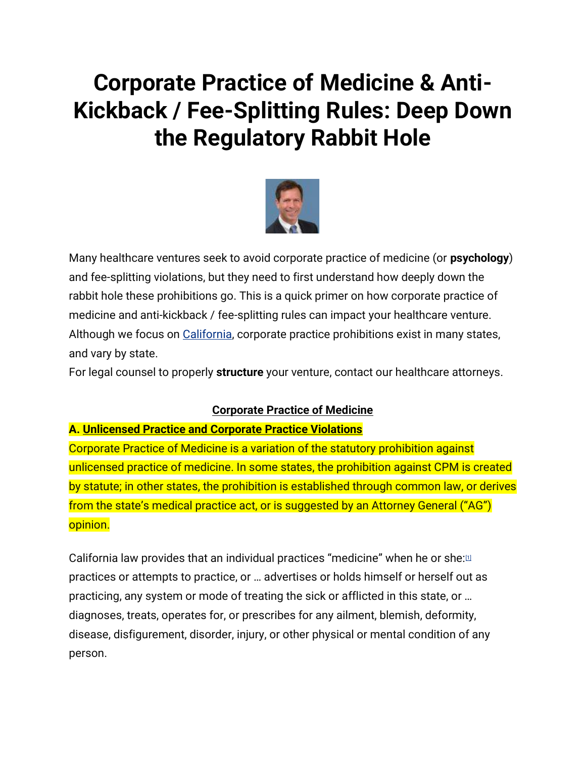# Corporate Practice of Medicine & Anti-Kickback / Fee-Splitting Rules: Deep Down the Regulatory Rabbit Hole

Many healthcare ventures seek to avoid corporate practice of medicine (or **psychology**) and fee-splitting violations, but they need to first understand how deeply down the rabbit hole these prohibitions go. This is a quick primer on how corporate practice of medicine and anti-kickback / fee-splitting rules can impact your healthcare venture. Although we focus on California, corporate practice prohibitions exist in many states, and vary by state.

For legal counsel to properly **structure** your venture, contact our healthcare attorneys.

## Corporate Practice of Medicine

### A. Unlicensed Practice and Corporate Practice Violations

Corporate Practice of Medicine is a variation of the statutory prohibition against unlicensed practice of medicine. In some states, the prohibition against CPM is created by statute; in other states, the prohibition is established through common law, or derives from the state's medical practice act, or is suggested by an Attorney General ("AG") opinion.

California law provides that an individual practices "medicine" when he or she:[1] practices or attempts to practice, or … advertises or holds himself or herself out as practicing, any system or mode of treating the sick or afflicted in this state, or … diagnoses, treats, operates for, or prescribes for any ailment, blemish, deformity, disease, disfigurement, disorder, injury, or other physical or mental condition of any person.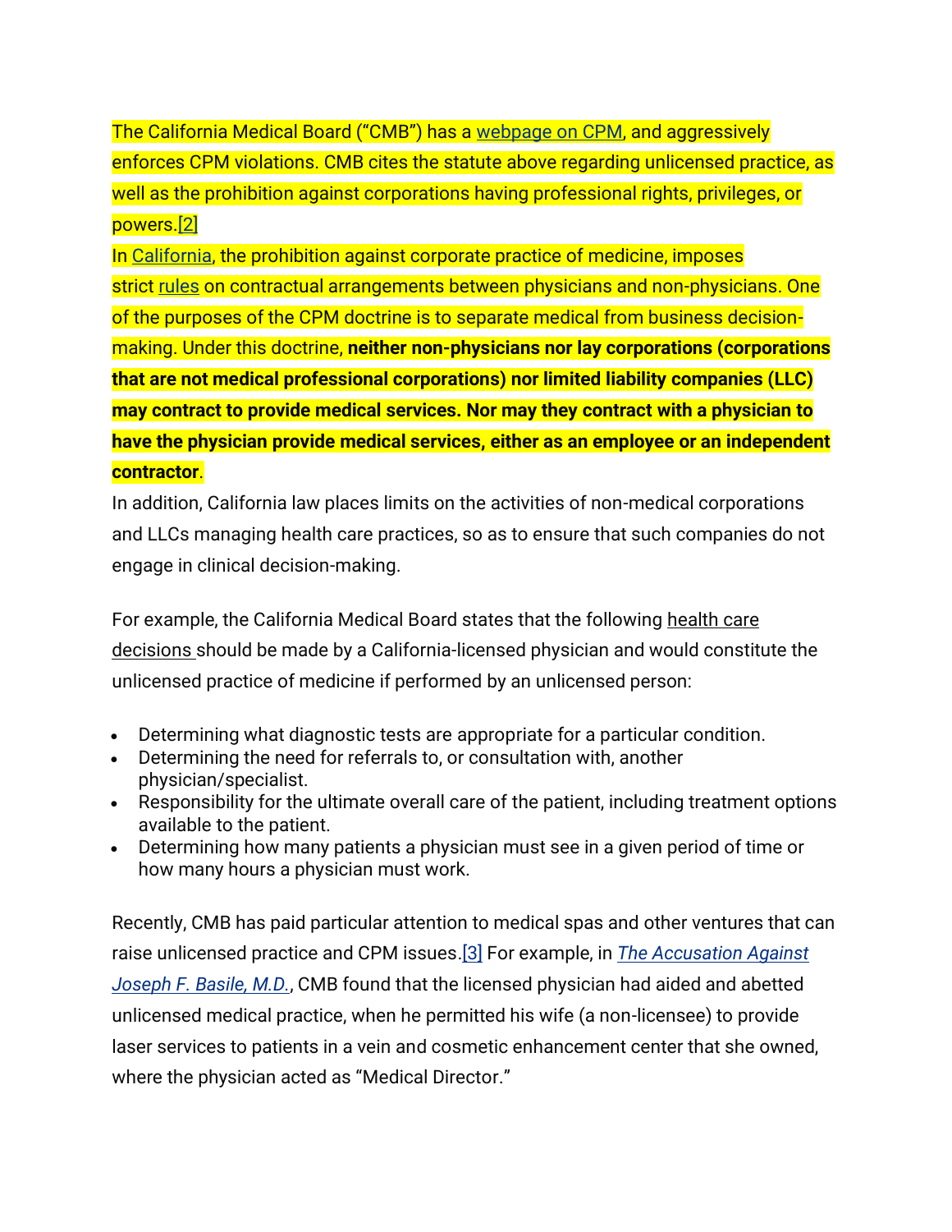The California Medical Board ("CMB") has a webpage on CPM, and aggressively enforces CPM violations. CMB cites the statute above regarding unlicensed practice, as well as the prohibition against corporations having professional rights, privileges, or powers.[2]

In California, the prohibition against corporate practice of medicine, imposes strict rules on contractual arrangements between physicians and non-physicians. One of the purposes of the CPM doctrine is to separate medical from business decision-making. Under this doctrine, **neither non-physicians nor lay corporations (corporations that are not medical professional corporations) nor limited liability companies (LLC) may contract to provide medical services. Nor may they contract with a physician to have the physician provide medical services, either as an employee or an independent contractor**.

In addition, California law places limits on the activities of non-medical corporations and LLCs managing health care practices, so as to ensure that such companies do not engage in clinical decision-making.

For example, the California Medical Board states that the following health care decisions should be made by a California-licensed physician and would constitute the unlicensed practice of medicine if performed by an unlicensed person:

- Determining what diagnostic tests are appropriate for a particular condition.
- Determining the need for referrals to, or consultation with, another physician/specialist.
- Responsibility for the ultimate overall care of the patient, including treatment options available to the patient.
- Determining how many patients a physician must see in a given period of time or how many hours a physician must work.

Recently, CMB has paid particular attention to medical spas and other ventures that can raise unlicensed practice and CPM issues.[3] For example, in *The Accusation Against Joseph F. Basile, M.D.*, CMB found that the licensed physician had aided and abetted unlicensed medical practice, when he permitted his wife (a non-licensee) to provide laser services to patients in a vein and cosmetic enhancement center that she owned, where the physician acted as "Medical Director."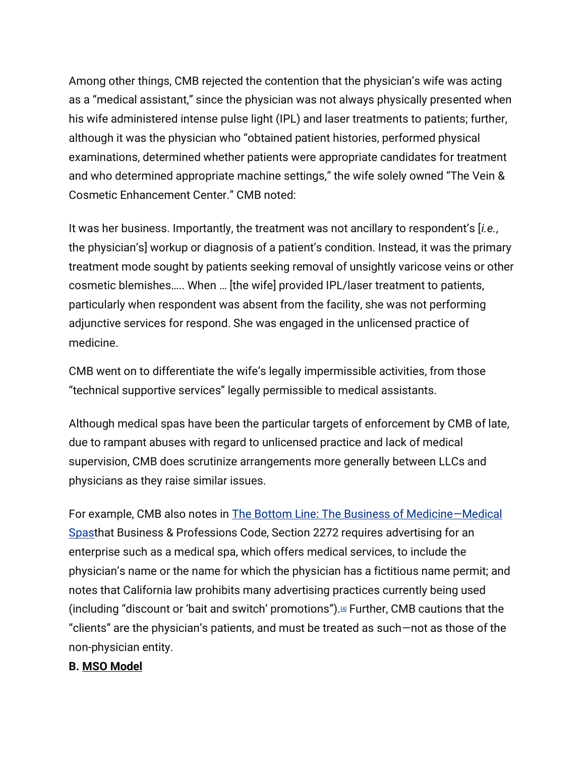Among other things, CMB rejected the contention that the physician's wife was acting as a "medical assistant," since the physician was not always physically presented when his wife administered intense pulse light (IPL) and laser treatments to patients; further, although it was the physician who "obtained patient histories, performed physical examinations, determined whether patients were appropriate candidates for treatment and who determined appropriate machine settings," the wife solely owned "The Vein & Cosmetic Enhancement Center." CMB noted:

It was her business. Importantly, the treatment was not ancillary to respondent's [*i.e.*, the physician's] workup or diagnosis of a patient's condition. Instead, it was the primary treatment mode sought by patients seeking removal of unsightly varicose veins or other cosmetic blemishes….. When … [the wife] provided IPL/laser treatment to patients, particularly when respondent was absent from the facility, she was not performing adjunctive services for respond. She was engaged in the unlicensed practice of medicine.

CMB went on to differentiate the wife's legally impermissible activities, from those "technical supportive services" legally permissible to medical assistants.

Although medical spas have been the particular targets of enforcement by CMB of late, due to rampant abuses with regard to unlicensed practice and lack of medical supervision, CMB does scrutinize arrangements more generally between LLCs and physicians as they raise similar issues.

For example, CMB also notes in [The Bottom Line: The Business of Medicine—Medical Spas]that Business & Professions Code, Section 2272 requires advertising for an enterprise such as a medical spa, which offers medical services, to include the physician's name or the name for which the physician has a fictitious name permit; and notes that California law prohibits many advertising practices currently being used (including "discount or 'bait and switch' promotions").[4] Further, CMB cautions that the "clients" are the physician's patients, and must be treated as such—not as those of the non-physician entity.

**B. MSO Model**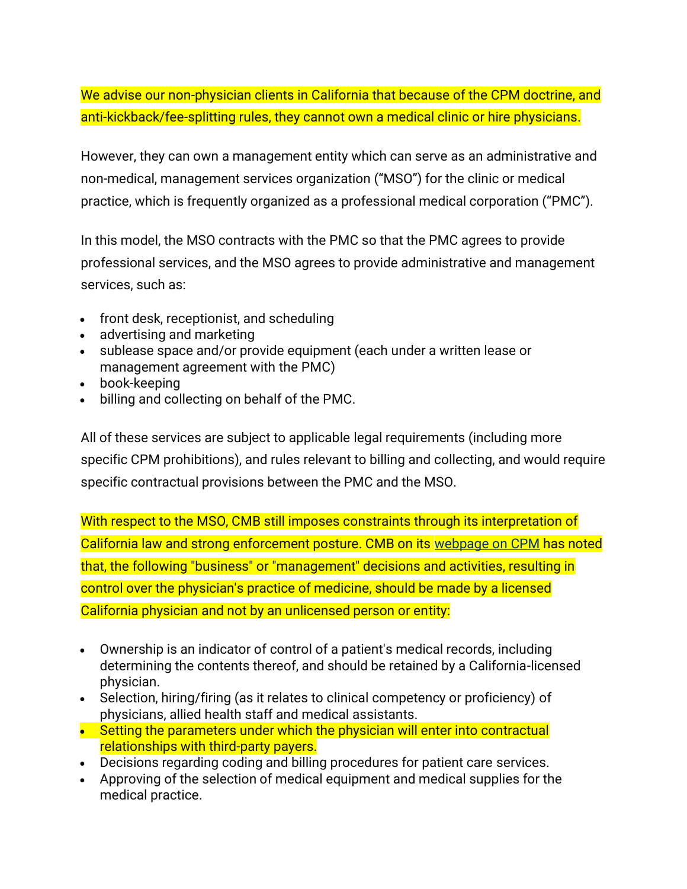We advise our non-physician clients in California that because of the CPM doctrine, and anti-kickback/fee-splitting rules, they cannot own a medical clinic or hire physicians.

However, they can own a management entity which can serve as an administrative and non-medical, management services organization ("MSO") for the clinic or medical practice, which is frequently organized as a professional medical corporation ("PMC").

In this model, the MSO contracts with the PMC so that the PMC agrees to provide professional services, and the MSO agrees to provide administrative and management services, such as:

- front desk, receptionist, and scheduling
- advertising and marketing
- sublease space and/or provide equipment (each under a written lease or management agreement with the PMC)
- book-keeping
- billing and collecting on behalf of the PMC.

All of these services are subject to applicable legal requirements (including more specific CPM prohibitions), and rules relevant to billing and collecting, and would require specific contractual provisions between the PMC and the MSO.

With respect to the MSO, CMB still imposes constraints through its interpretation of California law and strong enforcement posture. CMB on its webpage on CPM has noted that, the following "business" or "management" decisions and activities, resulting in control over the physician's practice of medicine, should be made by a licensed California physician and not by an unlicensed person or entity:

- Ownership is an indicator of control of a patient's medical records, including determining the contents thereof, and should be retained by a California-licensed physician.
- Selection, hiring/firing (as it relates to clinical competency or proficiency) of physicians, allied health staff and medical assistants.
- Setting the parameters under which the physician will enter into contractual relationships with third-party payers.
- Decisions regarding coding and billing procedures for patient care services.
- Approving of the selection of medical equipment and medical supplies for the medical practice.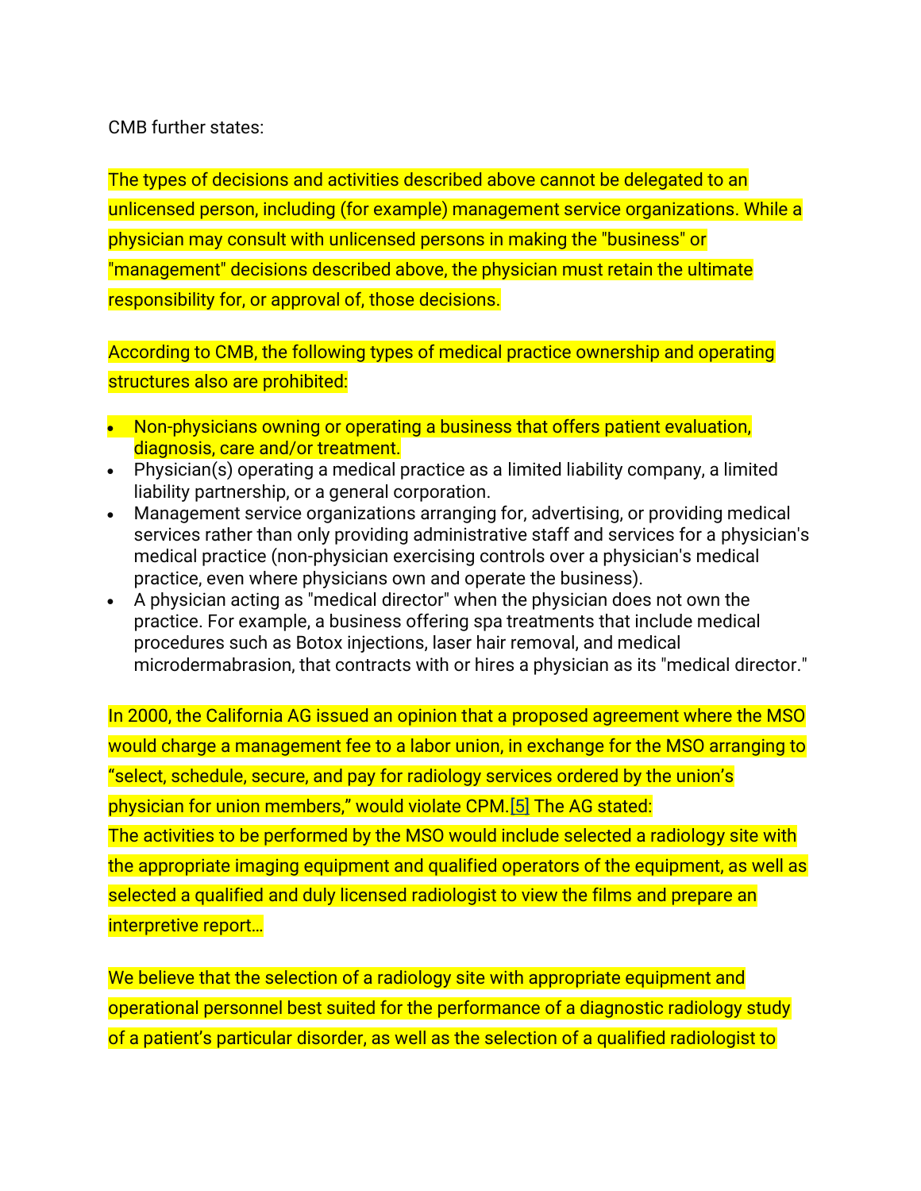CMB further states:

The types of decisions and activities described above cannot be delegated to an unlicensed person, including (for example) management service organizations. While a physician may consult with unlicensed persons in making the "business" or "management" decisions described above, the physician must retain the ultimate responsibility for, or approval of, those decisions.

According to CMB, the following types of medical practice ownership and operating structures also are prohibited:

- Non-physicians owning or operating a business that offers patient evaluation, diagnosis, care and/or treatment.
- Physician(s) operating a medical practice as a limited liability company, a limited liability partnership, or a general corporation.
- Management service organizations arranging for, advertising, or providing medical services rather than only providing administrative staff and services for a physician's medical practice (non-physician exercising controls over a physician's medical practice, even where physicians own and operate the business).
- A physician acting as "medical director" when the physician does not own the practice. For example, a business offering spa treatments that include medical procedures such as Botox injections, laser hair removal, and medical microdermabrasion, that contracts with or hires a physician as its "medical director."

In 2000, the California AG issued an opinion that a proposed agreement where the MSO would charge a management fee to a labor union, in exchange for the MSO arranging to "select, schedule, secure, and pay for radiology services ordered by the union's physician for union members," would violate CPM.[5] The AG stated:

The activities to be performed by the MSO would include selected a radiology site with the appropriate imaging equipment and qualified operators of the equipment, as well as selected a qualified and duly licensed radiologist to view the films and prepare an interpretive report…

We believe that the selection of a radiology site with appropriate equipment and operational personnel best suited for the performance of a diagnostic radiology study of a patient's particular disorder, as well as the selection of a qualified radiologist to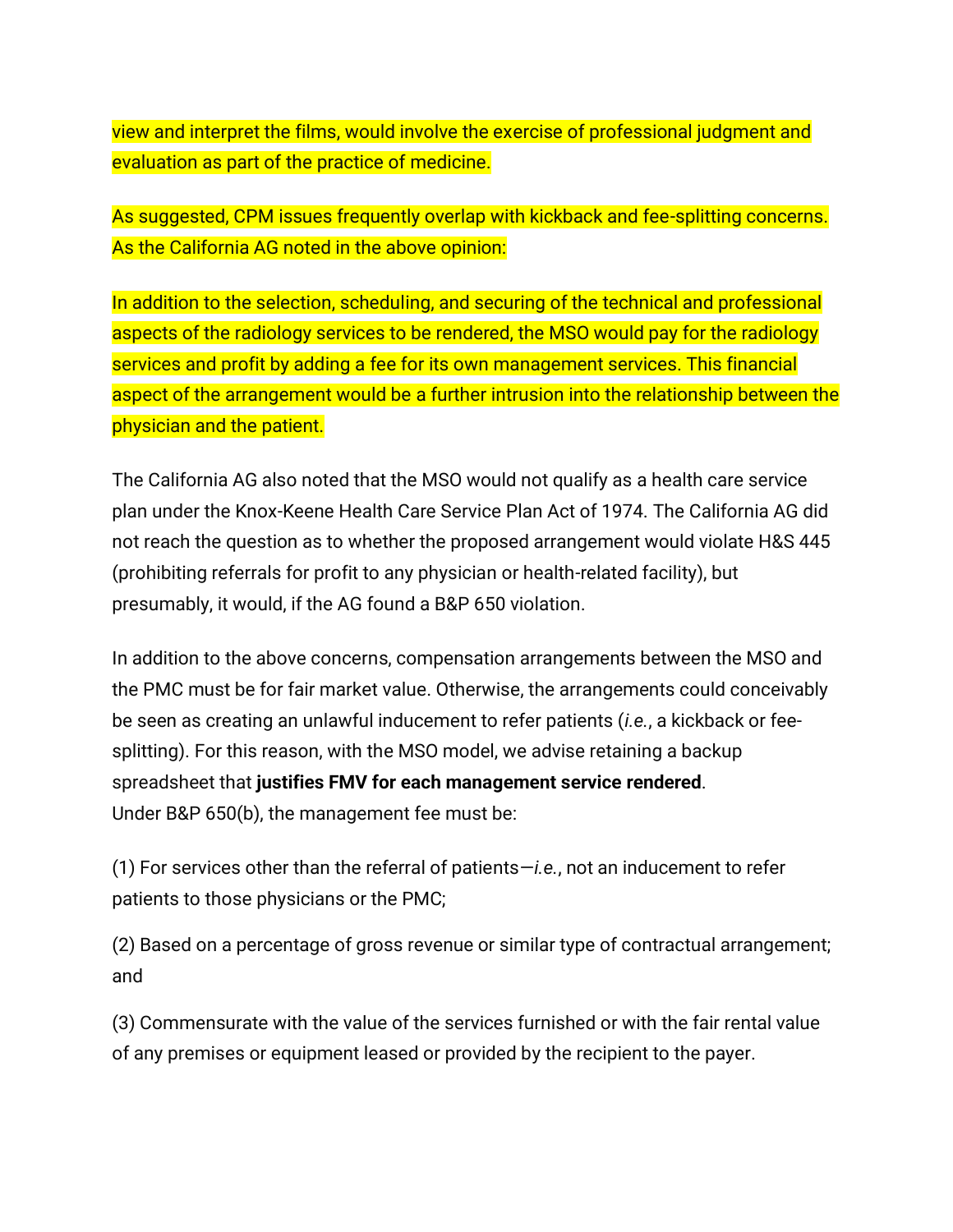view and interpret the films, would involve the exercise of professional judgment and evaluation as part of the practice of medicine.

As suggested, CPM issues frequently overlap with kickback and fee-splitting concerns. As the California AG noted in the above opinion:

In addition to the selection, scheduling, and securing of the technical and professional aspects of the radiology services to be rendered, the MSO would pay for the radiology services and profit by adding a fee for its own management services. This financial aspect of the arrangement would be a further intrusion into the relationship between the physician and the patient.

The California AG also noted that the MSO would not qualify as a health care service plan under the Knox-Keene Health Care Service Plan Act of 1974. The California AG did not reach the question as to whether the proposed arrangement would violate H&S 445 (prohibiting referrals for profit to any physician or health-related facility), but presumably, it would, if the AG found a B&P 650 violation.

In addition to the above concerns, compensation arrangements between the MSO and the PMC must be for fair market value. Otherwise, the arrangements could conceivably be seen as creating an unlawful inducement to refer patients (*i.e.*, a kickback or fee-splitting). For this reason, with the MSO model, we advise retaining a backup spreadsheet that **justifies FMV for each management service rendered**.
Under B&P 650(b), the management fee must be:

(1) For services other than the referral of patients—*i.e.*, not an inducement to refer patients to those physicians or the PMC;

(2) Based on a percentage of gross revenue or similar type of contractual arrangement; and

(3) Commensurate with the value of the services furnished or with the fair rental value of any premises or equipment leased or provided by the recipient to the payer.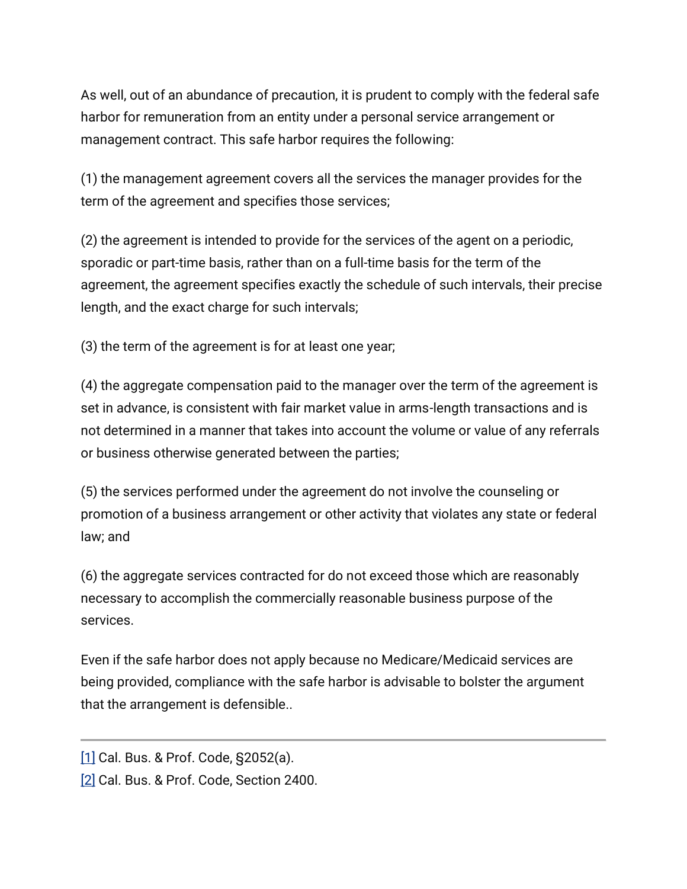As well, out of an abundance of precaution, it is prudent to comply with the federal safe harbor for remuneration from an entity under a personal service arrangement or management contract. This safe harbor requires the following:

(1) the management agreement covers all the services the manager provides for the term of the agreement and specifies those services;

(2) the agreement is intended to provide for the services of the agent on a periodic, sporadic or part-time basis, rather than on a full-time basis for the term of the agreement, the agreement specifies exactly the schedule of such intervals, their precise length, and the exact charge for such intervals;

(3) the term of the agreement is for at least one year;

(4) the aggregate compensation paid to the manager over the term of the agreement is set in advance, is consistent with fair market value in arms-length transactions and is not determined in a manner that takes into account the volume or value of any referrals or business otherwise generated between the parties;

(5) the services performed under the agreement do not involve the counseling or promotion of a business arrangement or other activity that violates any state or federal law; and

(6) the aggregate services contracted for do not exceed those which are reasonably necessary to accomplish the commercially reasonable business purpose of the services.

Even if the safe harbor does not apply because no Medicare/Medicaid services are being provided, compliance with the safe harbor is advisable to bolster the argument that the arrangement is defensible..

---

[1] Cal. Bus. & Prof. Code, §2052(a).

[2] Cal. Bus. & Prof. Code, Section 2400.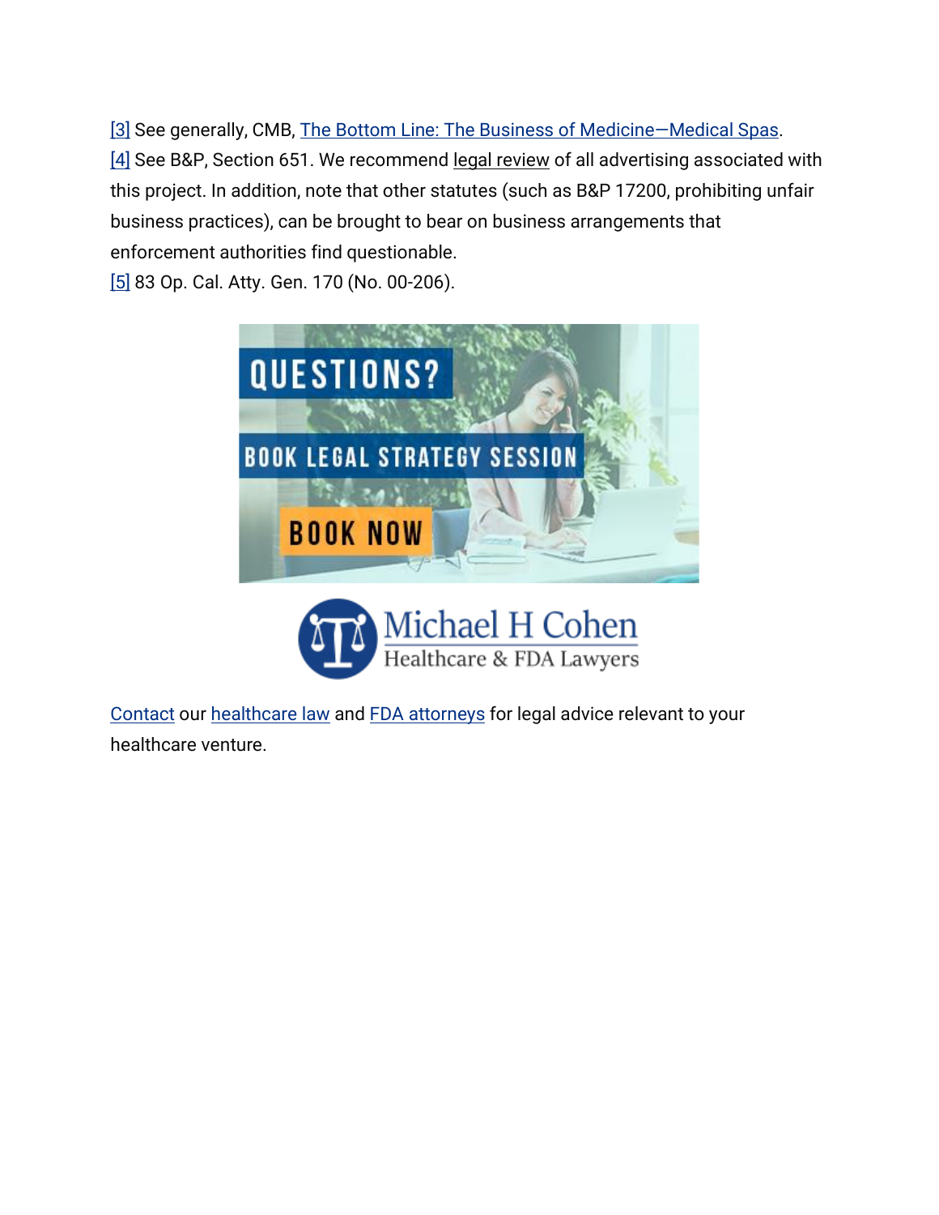[3] See generally, CMB, The Bottom Line: The Business of Medicine—Medical Spas.
[4] See B&P, Section 651. We recommend legal review of all advertising associated with this project. In addition, note that other statutes (such as B&P 17200, prohibiting unfair business practices), can be brought to bear on business arrangements that enforcement authorities find questionable.
[5] 83 Op. Cal. Atty. Gen. 170 (No. 00-206).

QUESTIONS?

BOOK LEGAL STRATEGY SESSION

BOOK NOW

Michael H Cohen
Healthcare & FDA Lawyers

Contact our healthcare law and FDA attorneys for legal advice relevant to your healthcare venture.